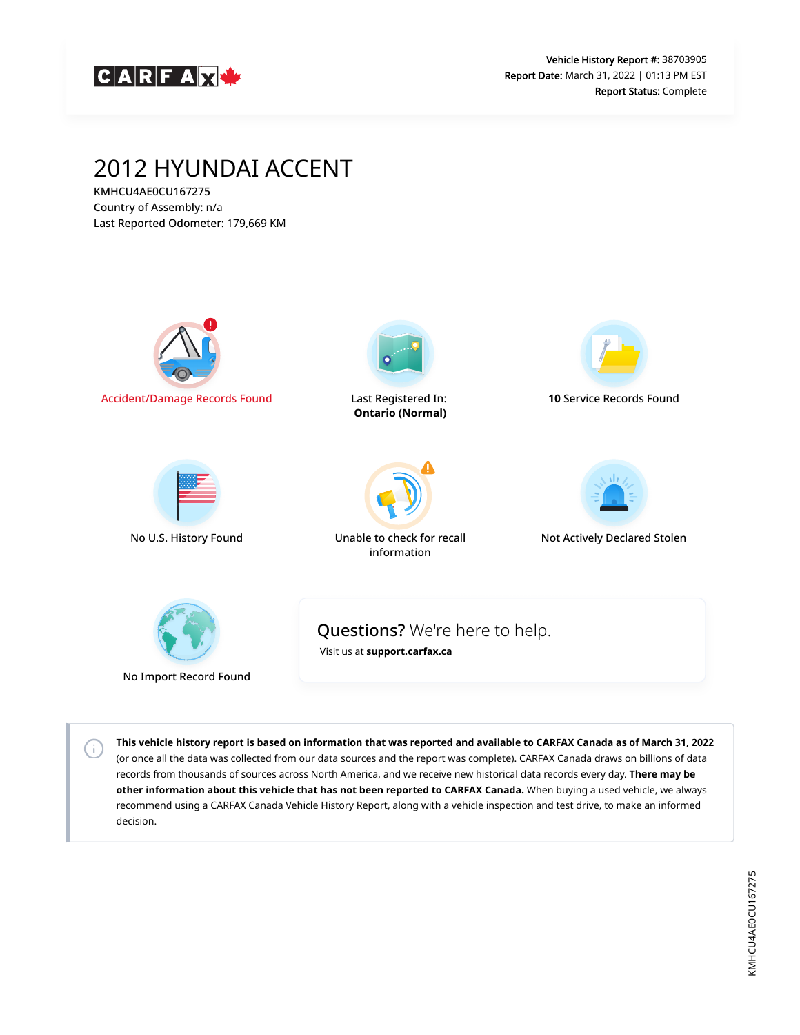CARFAX

**Vehicle History Report #:** 38703905
**Report Date:** March 31, 2022 | 01:13 PM EST
**Report Status:** Complete

# 2012 HYUNDAI ACCENT

KMHCU4AE0CU167275
Country of Assembly: n/a
Last Reported Odometer: 179,669 KM

Accident/Damage Records Found

Last Registered In: **Ontario (Normal)**

**10** Service Records Found

No U.S. History Found

Unable to check for recall information

Not Actively Declared Stolen

No Import Record Found

**Questions?** We're here to help.
Visit us at **support.carfax.ca**

**This vehicle history report is based on information that was reported and available to CARFAX Canada as of March 31, 2022** (or once all the data was collected from our data sources and the report was complete). CARFAX Canada draws on billions of data records from thousands of sources across North America, and we receive new historical data records every day. **There may be other information about this vehicle that has not been reported to CARFAX Canada.** When buying a used vehicle, we always recommend using a CARFAX Canada Vehicle History Report, along with a vehicle inspection and test drive, to make an informed decision.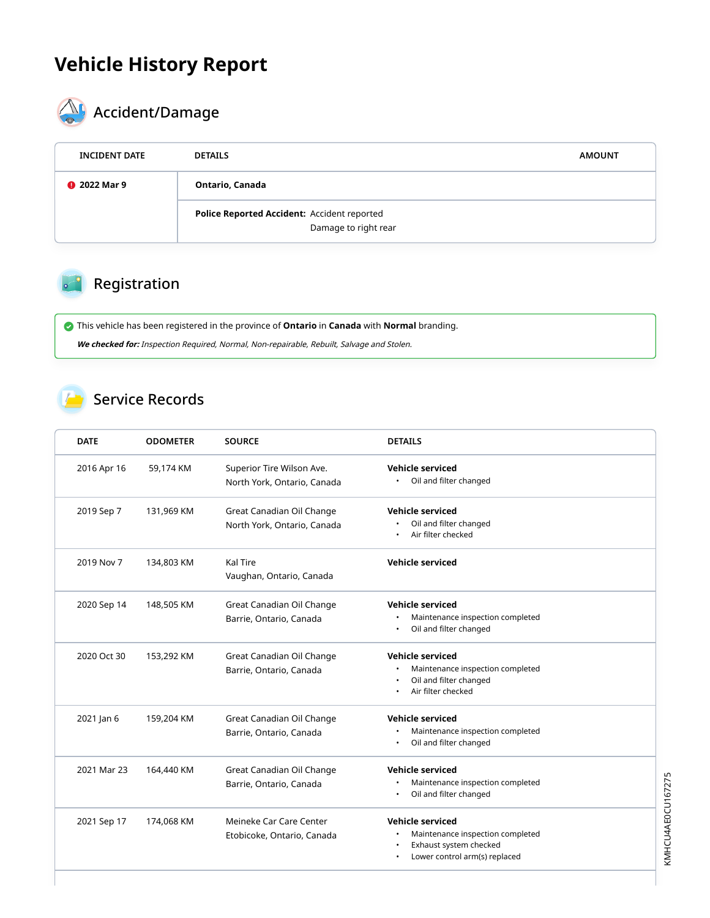# Vehicle History Report

## Accident/Damage

| INCIDENT DATE | DETAILS | AMOUNT |
|---|---|---|
| 2022 Mar 9 | **Ontario, Canada** | |
| | **Police Reported Accident:** Accident reported<br>Damage to right rear | |

## Registration

This vehicle has been registered in the province of **Ontario** in **Canada** with **Normal** branding.

***We checked for:*** *Inspection Required, Normal, Non-repairable, Rebuilt, Salvage and Stolen.*

## Service Records

| DATE | ODOMETER | SOURCE | DETAILS |
|---|---|---|---|
| 2016 Apr 16 | 59,174 KM | Superior Tire Wilson Ave.<br>North York, Ontario, Canada | **Vehicle serviced**<br>• Oil and filter changed |
| 2019 Sep 7 | 131,969 KM | Great Canadian Oil Change<br>North York, Ontario, Canada | **Vehicle serviced**<br>• Oil and filter changed<br>• Air filter checked |
| 2019 Nov 7 | 134,803 KM | Kal Tire<br>Vaughan, Ontario, Canada | **Vehicle serviced** |
| 2020 Sep 14 | 148,505 KM | Great Canadian Oil Change<br>Barrie, Ontario, Canada | **Vehicle serviced**<br>• Maintenance inspection completed<br>• Oil and filter changed |
| 2020 Oct 30 | 153,292 KM | Great Canadian Oil Change<br>Barrie, Ontario, Canada | **Vehicle serviced**<br>• Maintenance inspection completed<br>• Oil and filter changed<br>• Air filter checked |
| 2021 Jan 6 | 159,204 KM | Great Canadian Oil Change<br>Barrie, Ontario, Canada | **Vehicle serviced**<br>• Maintenance inspection completed<br>• Oil and filter changed |
| 2021 Mar 23 | 164,440 KM | Great Canadian Oil Change<br>Barrie, Ontario, Canada | **Vehicle serviced**<br>• Maintenance inspection completed<br>• Oil and filter changed |
| 2021 Sep 17 | 174,068 KM | Meineke Car Care Center<br>Etobicoke, Ontario, Canada | **Vehicle serviced**<br>• Maintenance inspection completed<br>• Exhaust system checked<br>• Lower control arm(s) replaced |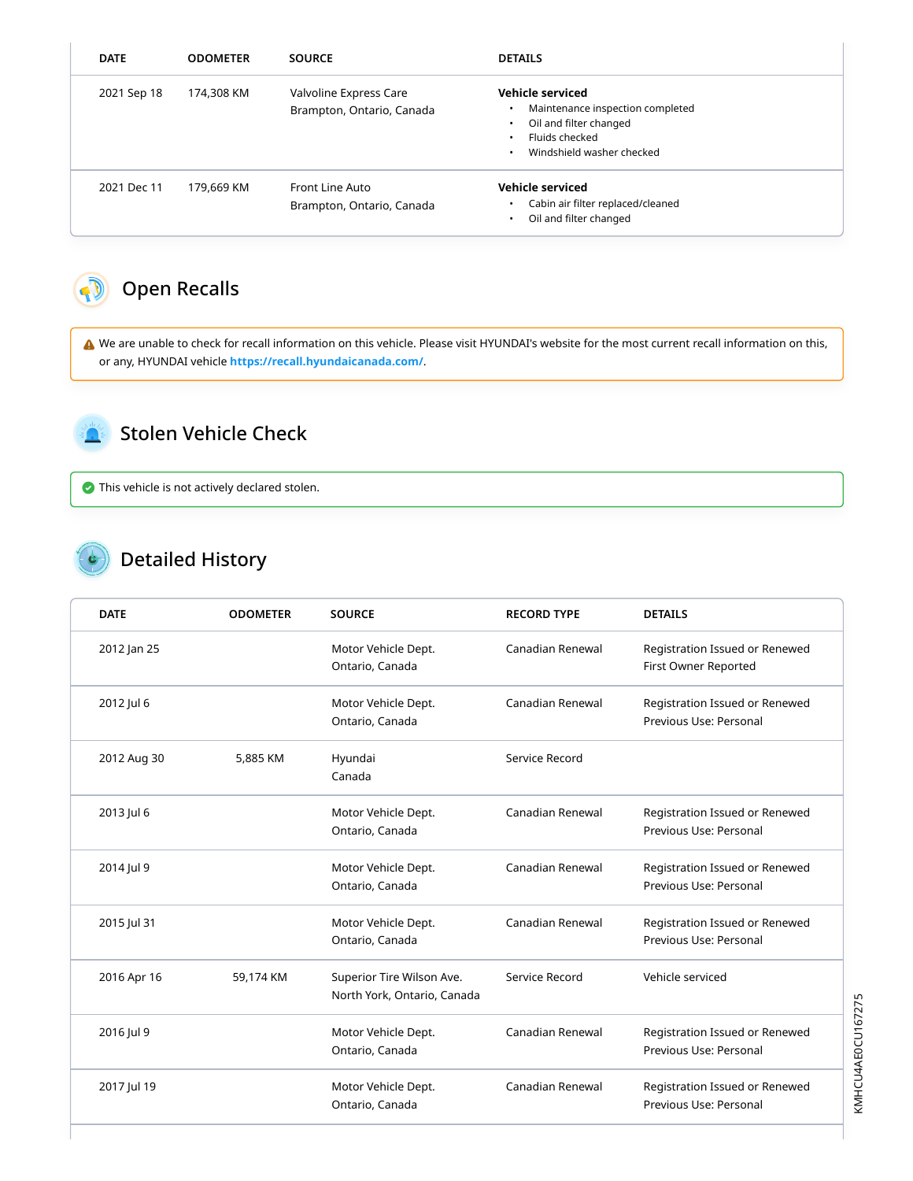| DATE | ODOMETER | SOURCE | DETAILS |
|---|---|---|---|
| 2021 Sep 18 | 174,308 KM | Valvoline Express Care<br>Brampton, Ontario, Canada | **Vehicle serviced**<br>• Maintenance inspection completed<br>• Oil and filter changed<br>• Fluids checked<br>• Windshield washer checked |
| 2021 Dec 11 | 179,669 KM | Front Line Auto<br>Brampton, Ontario, Canada | **Vehicle serviced**<br>• Cabin air filter replaced/cleaned<br>• Oil and filter changed |

## Open Recalls

We are unable to check for recall information on this vehicle. Please visit HYUNDAI's website for the most current recall information on this, or any, HYUNDAI vehicle **https://recall.hyundaicanada.com/**.

## Stolen Vehicle Check

This vehicle is not actively declared stolen.

## Detailed History

| DATE | ODOMETER | SOURCE | RECORD TYPE | DETAILS |
|---|---|---|---|---|
| 2012 Jan 25 | | Motor Vehicle Dept.<br>Ontario, Canada | Canadian Renewal | Registration Issued or Renewed<br>First Owner Reported |
| 2012 Jul 6 | | Motor Vehicle Dept.<br>Ontario, Canada | Canadian Renewal | Registration Issued or Renewed<br>Previous Use: Personal |
| 2012 Aug 30 | 5,885 KM | Hyundai<br>Canada | Service Record | |
| 2013 Jul 6 | | Motor Vehicle Dept.<br>Ontario, Canada | Canadian Renewal | Registration Issued or Renewed<br>Previous Use: Personal |
| 2014 Jul 9 | | Motor Vehicle Dept.<br>Ontario, Canada | Canadian Renewal | Registration Issued or Renewed<br>Previous Use: Personal |
| 2015 Jul 31 | | Motor Vehicle Dept.<br>Ontario, Canada | Canadian Renewal | Registration Issued or Renewed<br>Previous Use: Personal |
| 2016 Apr 16 | 59,174 KM | Superior Tire Wilson Ave.<br>North York, Ontario, Canada | Service Record | Vehicle serviced |
| 2016 Jul 9 | | Motor Vehicle Dept.<br>Ontario, Canada | Canadian Renewal | Registration Issued or Renewed<br>Previous Use: Personal |
| 2017 Jul 19 | | Motor Vehicle Dept.<br>Ontario, Canada | Canadian Renewal | Registration Issued or Renewed<br>Previous Use: Personal |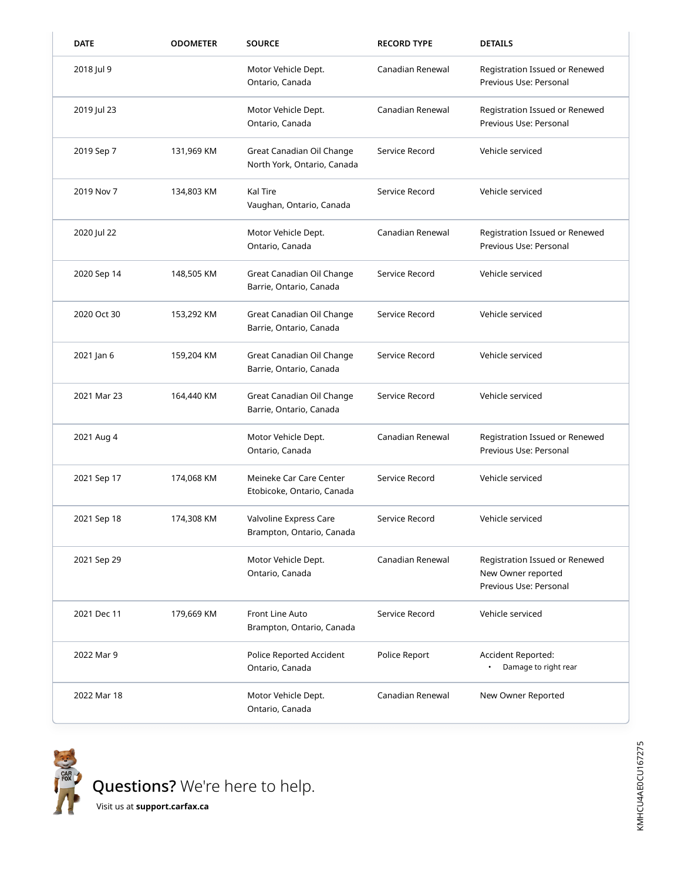| DATE | ODOMETER | SOURCE | RECORD TYPE | DETAILS |
| --- | --- | --- | --- | --- |
| 2018 Jul 9 | | Motor Vehicle Dept.<br>Ontario, Canada | Canadian Renewal | Registration Issued or Renewed<br>Previous Use: Personal |
| 2019 Jul 23 | | Motor Vehicle Dept.<br>Ontario, Canada | Canadian Renewal | Registration Issued or Renewed<br>Previous Use: Personal |
| 2019 Sep 7 | 131,969 KM | Great Canadian Oil Change<br>North York, Ontario, Canada | Service Record | Vehicle serviced |
| 2019 Nov 7 | 134,803 KM | Kal Tire<br>Vaughan, Ontario, Canada | Service Record | Vehicle serviced |
| 2020 Jul 22 | | Motor Vehicle Dept.<br>Ontario, Canada | Canadian Renewal | Registration Issued or Renewed<br>Previous Use: Personal |
| 2020 Sep 14 | 148,505 KM | Great Canadian Oil Change<br>Barrie, Ontario, Canada | Service Record | Vehicle serviced |
| 2020 Oct 30 | 153,292 KM | Great Canadian Oil Change<br>Barrie, Ontario, Canada | Service Record | Vehicle serviced |
| 2021 Jan 6 | 159,204 KM | Great Canadian Oil Change<br>Barrie, Ontario, Canada | Service Record | Vehicle serviced |
| 2021 Mar 23 | 164,440 KM | Great Canadian Oil Change<br>Barrie, Ontario, Canada | Service Record | Vehicle serviced |
| 2021 Aug 4 | | Motor Vehicle Dept.<br>Ontario, Canada | Canadian Renewal | Registration Issued or Renewed<br>Previous Use: Personal |
| 2021 Sep 17 | 174,068 KM | Meineke Car Care Center<br>Etobicoke, Ontario, Canada | Service Record | Vehicle serviced |
| 2021 Sep 18 | 174,308 KM | Valvoline Express Care<br>Brampton, Ontario, Canada | Service Record | Vehicle serviced |
| 2021 Sep 29 | | Motor Vehicle Dept.<br>Ontario, Canada | Canadian Renewal | Registration Issued or Renewed<br>New Owner reported<br>Previous Use: Personal |
| 2021 Dec 11 | 179,669 KM | Front Line Auto<br>Brampton, Ontario, Canada | Service Record | Vehicle serviced |
| 2022 Mar 9 | | Police Reported Accident<br>Ontario, Canada | Police Report | Accident Reported:<br>• Damage to right rear |
| 2022 Mar 18 | | Motor Vehicle Dept.<br>Ontario, Canada | Canadian Renewal | New Owner Reported |

**Questions?** We're here to help.

Visit us at **support.carfax.ca**

KMHCU4AE0CU167275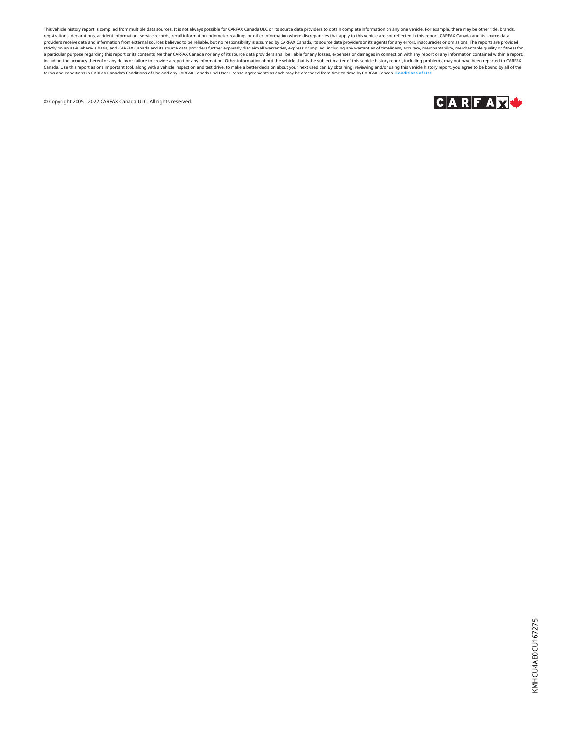This vehicle history report is compiled from multiple data sources. It is not always possible for CARFAX Canada ULC or its source data providers to obtain complete information on any one vehicle. For example, there may be other title, brands, registrations, declarations, accident information, service records, recall information, odometer readings or other information where discrepancies that apply to this vehicle are not reflected in this report. CARFAX Canada and its source data providers receive data and information from external sources believed to be reliable, but no responsibility is assumed by CARFAX Canada, its source data providers or its agents for any errors, inaccuracies or omissions. The reports are provided strictly on an as-is where-is basis, and CARFAX Canada and its source data providers further expressly disclaim all warranties, express or implied, including any warranties of timeliness, accuracy, merchantability, merchantable quality or fitness for a particular purpose regarding this report or its contents. Neither CARFAX Canada nor any of its source data providers shall be liable for any losses, expenses or damages in connection with any report or any information contained within a report, including the accuracy thereof or any delay or failure to provide a report or any information. Other information about the vehicle that is the subject matter of this vehicle history report, including problems, may not have been reported to CARFAX Canada. Use this report as one important tool, along with a vehicle inspection and test drive, to make a better decision about your next used car. By obtaining, reviewing and/or using this vehicle history report, you agree to be bound by all of the terms and conditions in CARFAX Canada's Conditions of Use and any CARFAX Canada End User License Agreements as each may be amended from time to time by CARFAX Canada. **Conditions of Use**

© Copyright 2005 - 2022 CARFAX Canada ULC. All rights reserved.

CARFAX

KMHCU4AE0CU167275